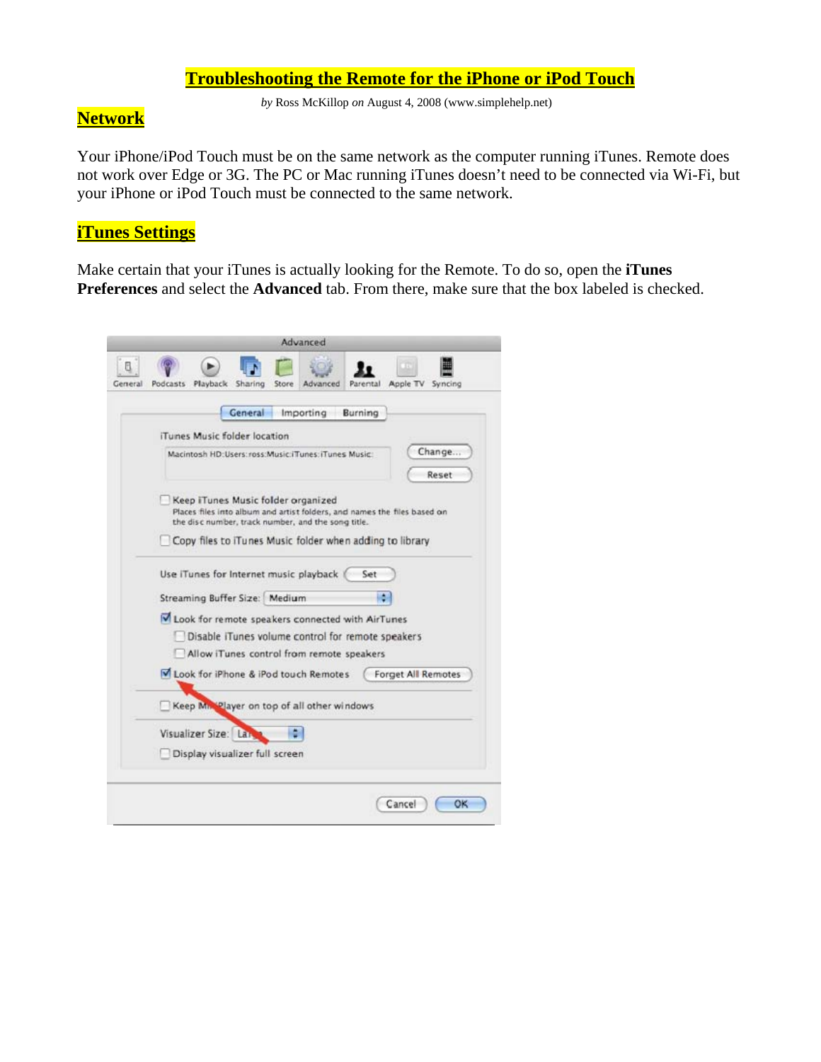# Troubleshooting the Remote for the iPhone or iPod Touch

*by* Ross McKillop *on* August 4, 2008 (www.simplehelp.net)

## Network

Your iPhone/iPod Touch must be on the same network as the computer running iTunes. Remote does not work over Edge or 3G. The PC or Mac running iTunes doesn't need to be connected via Wi-Fi, but your iPhone or iPod Touch must be connected to the same network.

## iTunes Settings

Make certain that your iTunes is actually looking for the Remote. To do so, open the **iTunes Preferences** and select the **Advanced** tab. From there, make sure that the box labeled is checked.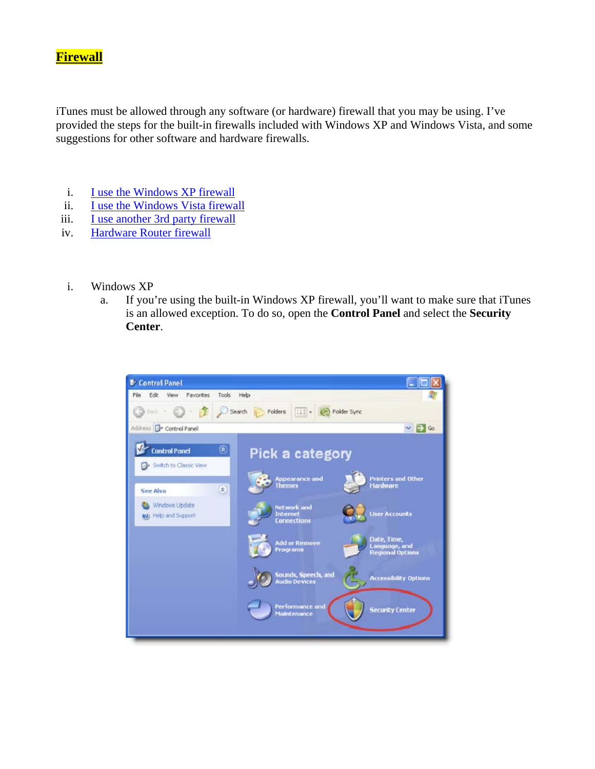# Firewall

iTunes must be allowed through any software (or hardware) firewall that you may be using. I've provided the steps for the built-in firewalls included with Windows XP and Windows Vista, and some suggestions for other software and hardware firewalls.

i. I use the Windows XP firewall
ii. I use the Windows Vista firewall
iii. I use another 3rd party firewall
iv. Hardware Router firewall

i. Windows XP
   a. If you're using the built-in Windows XP firewall, you'll want to make sure that iTunes is an allowed exception. To do so, open the **Control Panel** and select the **Security Center**.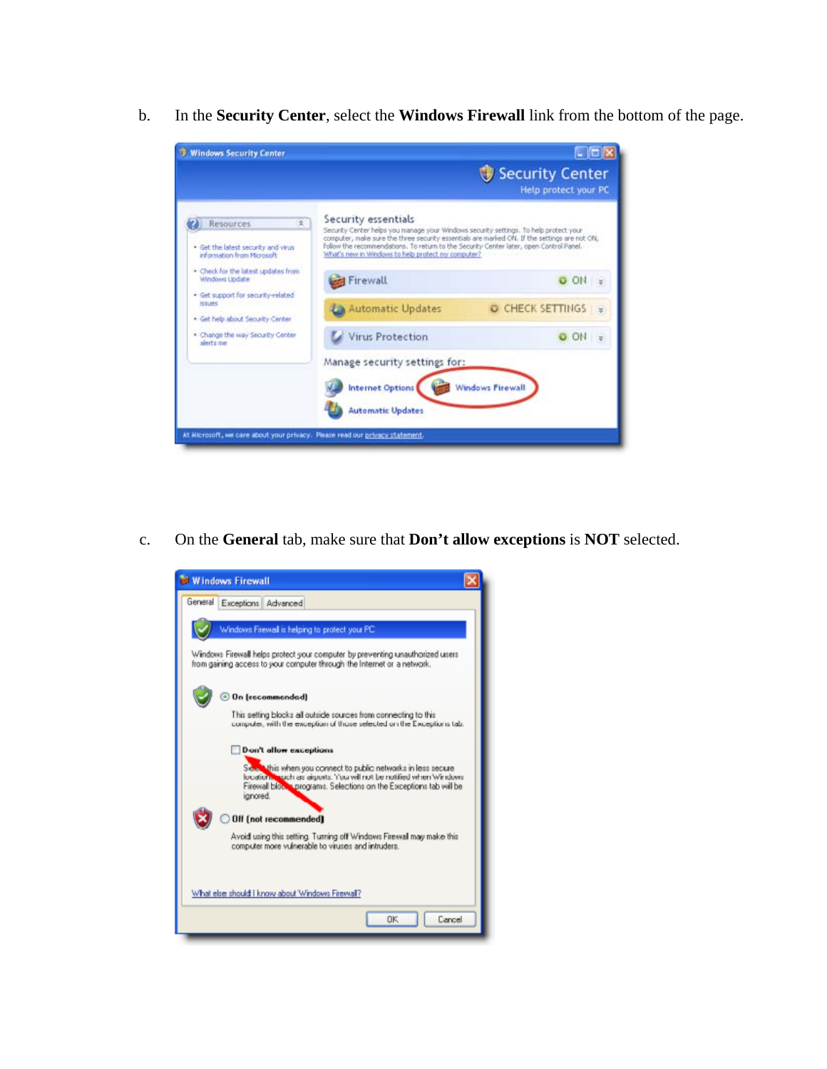b. In the **Security Center**, select the **Windows Firewall** link from the bottom of the page.

c. On the **General** tab, make sure that **Don't allow exceptions** is **NOT** selected.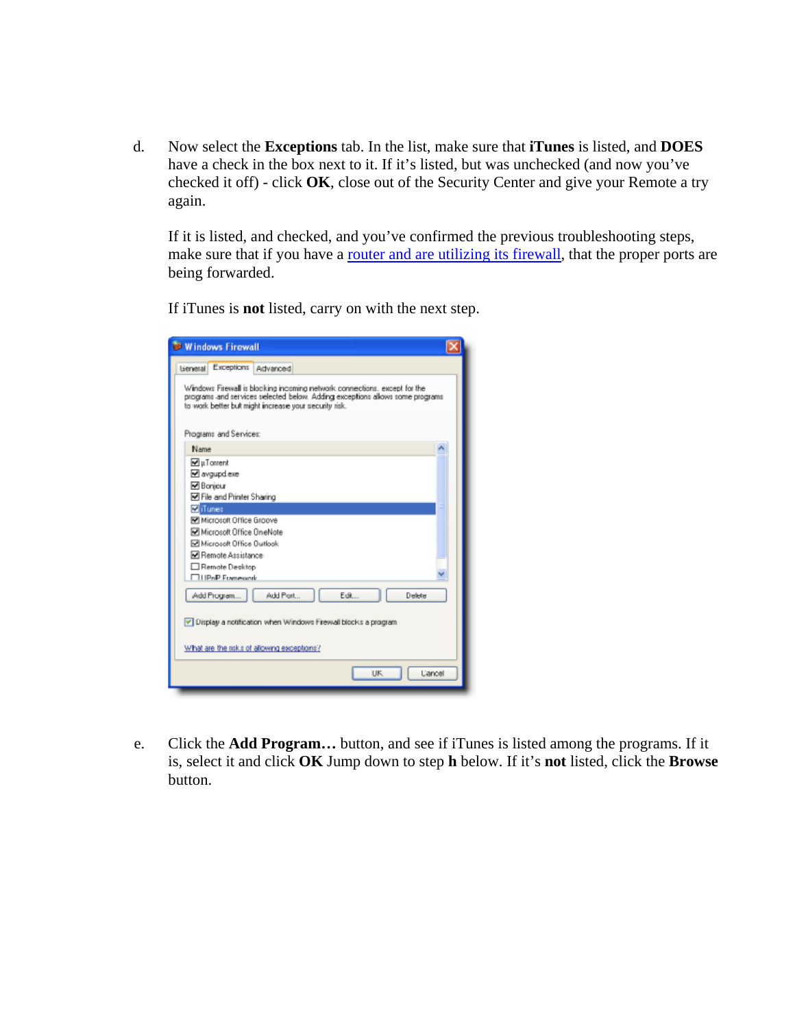d. Now select the **Exceptions** tab. In the list, make sure that **iTunes** is listed, and **DOES** have a check in the box next to it. If it's listed, but was unchecked (and now you've checked it off) - click **OK**, close out of the Security Center and give your Remote a try again.

   If it is listed, and checked, and you've confirmed the previous troubleshooting steps, make sure that if you have a router and are utilizing its firewall, that the proper ports are being forwarded.

   If iTunes is **not** listed, carry on with the next step.

e. Click the **Add Program…** button, and see if iTunes is listed among the programs. If it is, select it and click **OK** Jump down to step **h** below. If it's **not** listed, click the **Browse** button.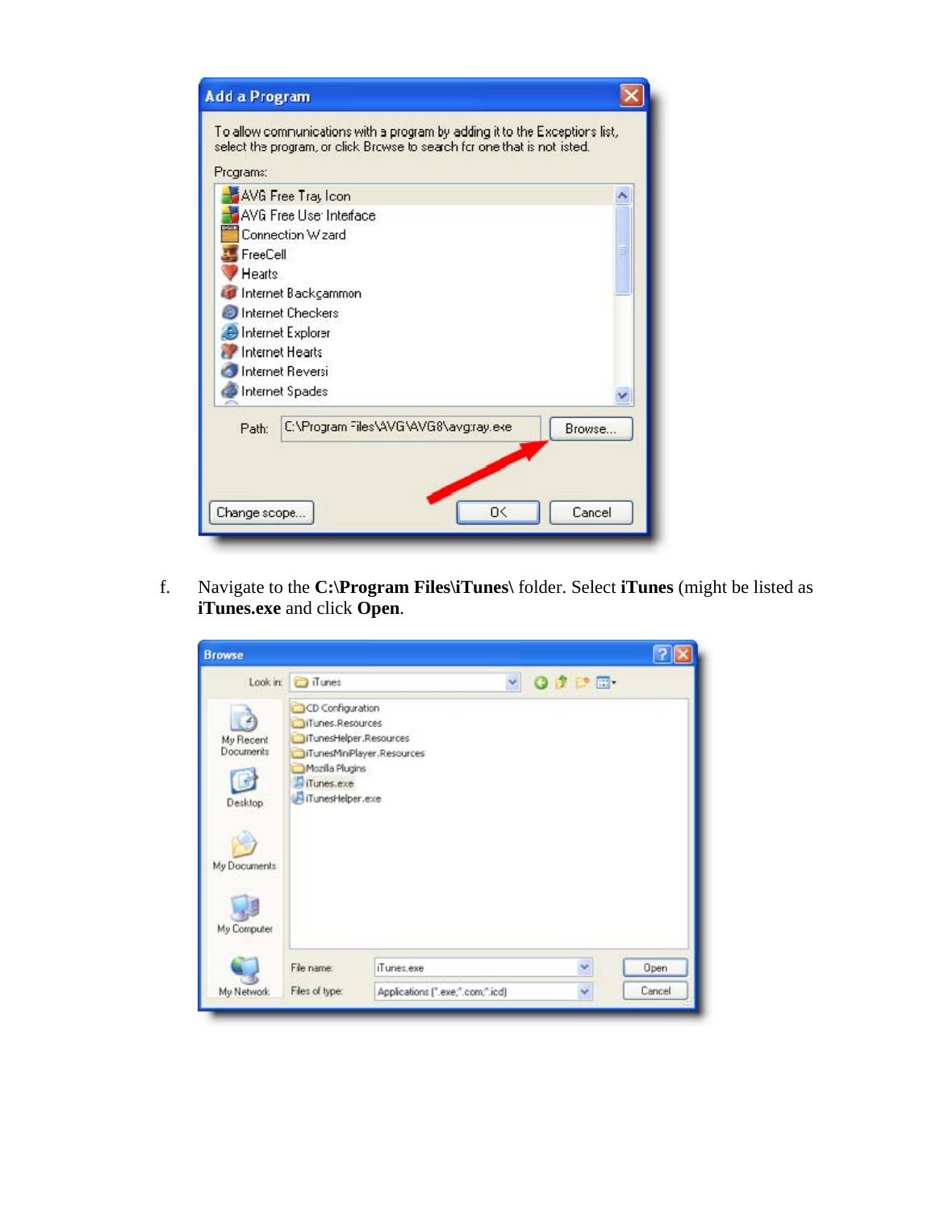f. Navigate to the **C:\Program Files\iTunes\** folder. Select **iTunes** (might be listed as **iTunes.exe** and click **Open**.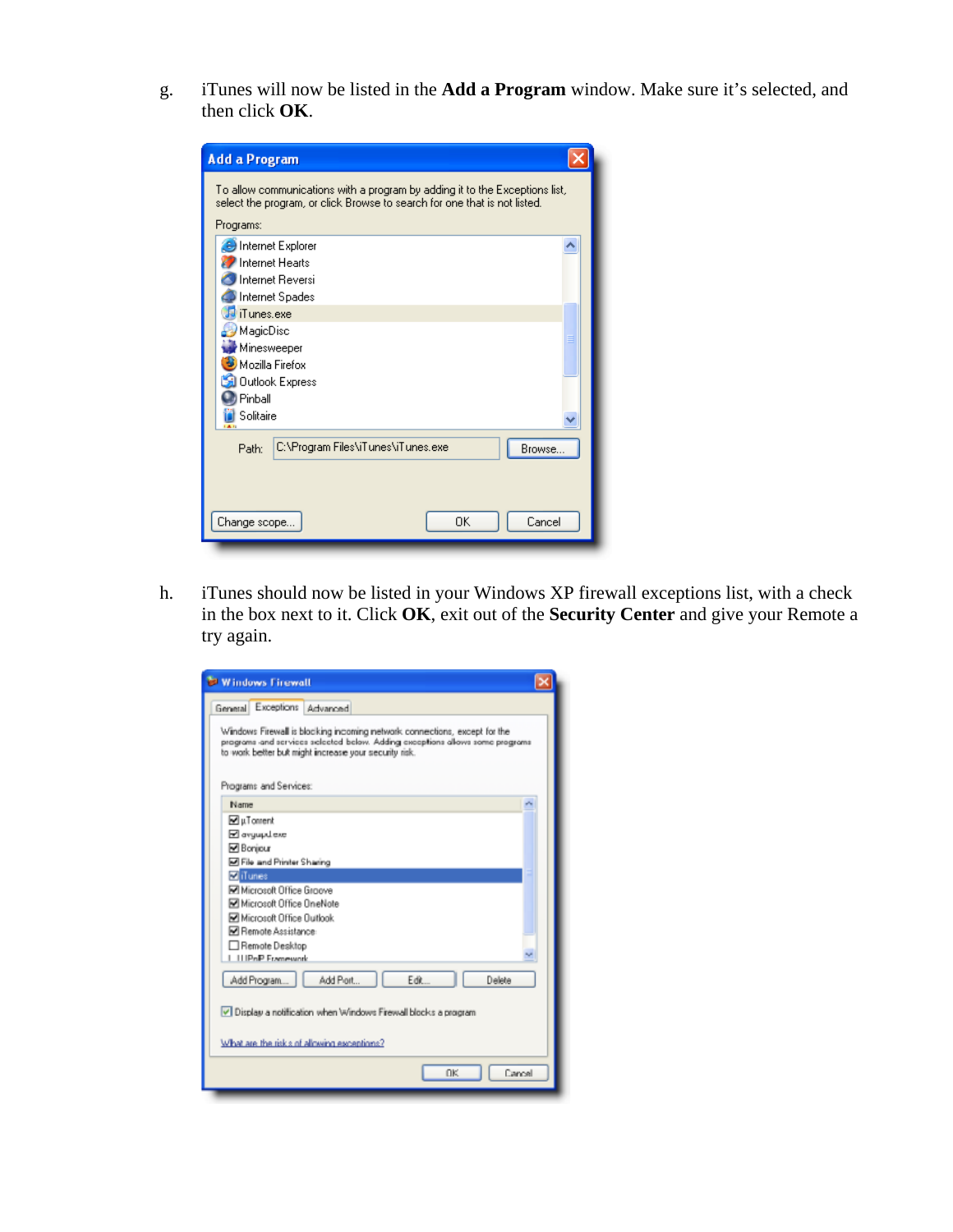g. iTunes will now be listed in the **Add a Program** window. Make sure it's selected, and then click **OK**.

h. iTunes should now be listed in your Windows XP firewall exceptions list, with a check in the box next to it. Click **OK**, exit out of the **Security Center** and give your Remote a try again.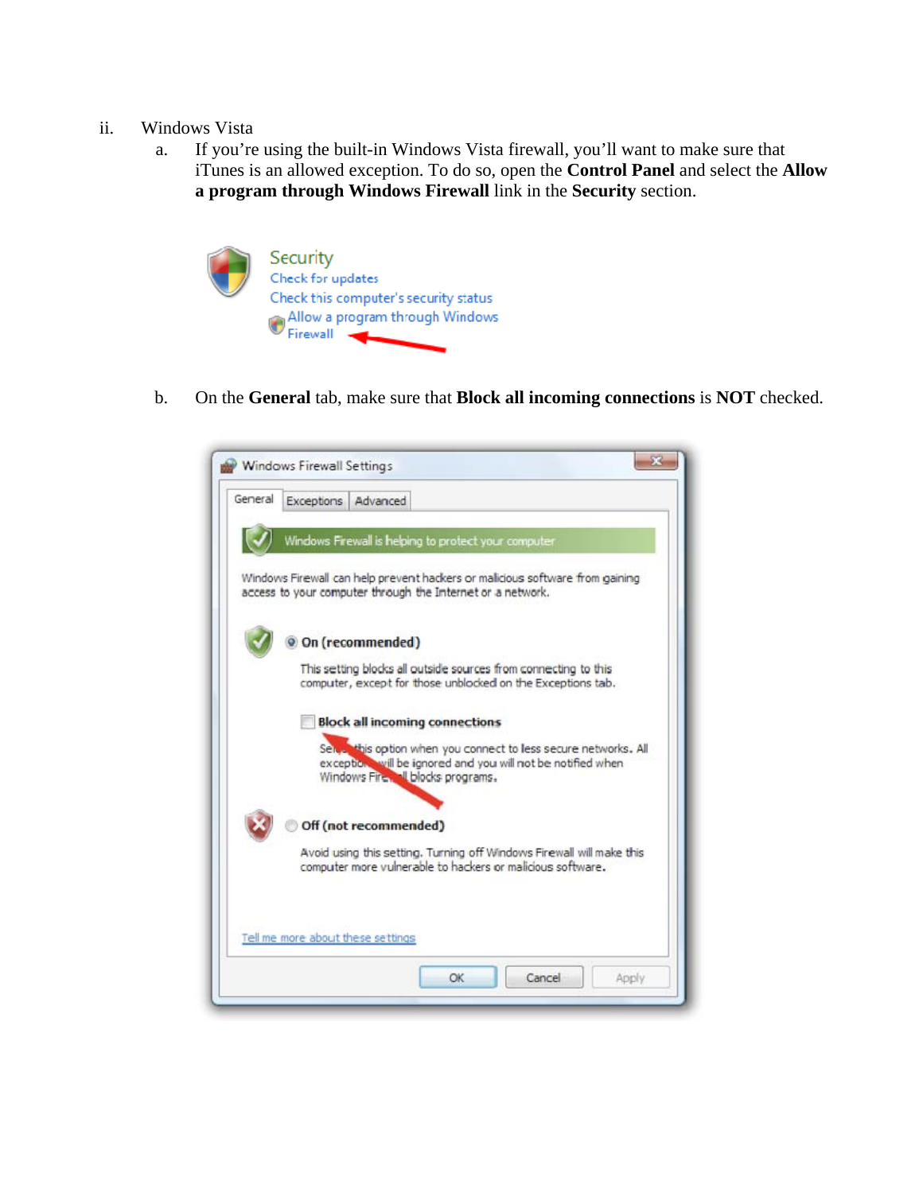ii. Windows Vista

a. If you're using the built-in Windows Vista firewall, you'll want to make sure that iTunes is an allowed exception. To do so, open the **Control Panel** and select the **Allow a program through Windows Firewall** link in the **Security** section.

b. On the **General** tab, make sure that **Block all incoming connections** is **NOT** checked.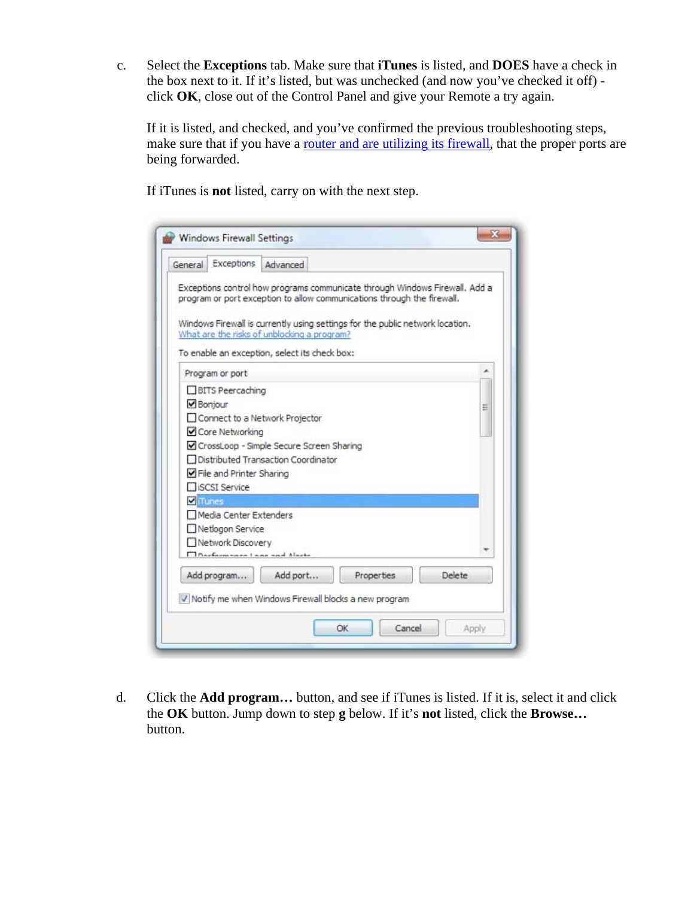c. Select the **Exceptions** tab. Make sure that **iTunes** is listed, and **DOES** have a check in the box next to it. If it's listed, but was unchecked (and now you've checked it off) - click **OK**, close out of the Control Panel and give your Remote a try again.

   If it is listed, and checked, and you've confirmed the previous troubleshooting steps, make sure that if you have a router and are utilizing its firewall, that the proper ports are being forwarded.

   If iTunes is **not** listed, carry on with the next step.

d. Click the **Add program…** button, and see if iTunes is listed. If it is, select it and click the **OK** button. Jump down to step **g** below. If it's **not** listed, click the **Browse…** button.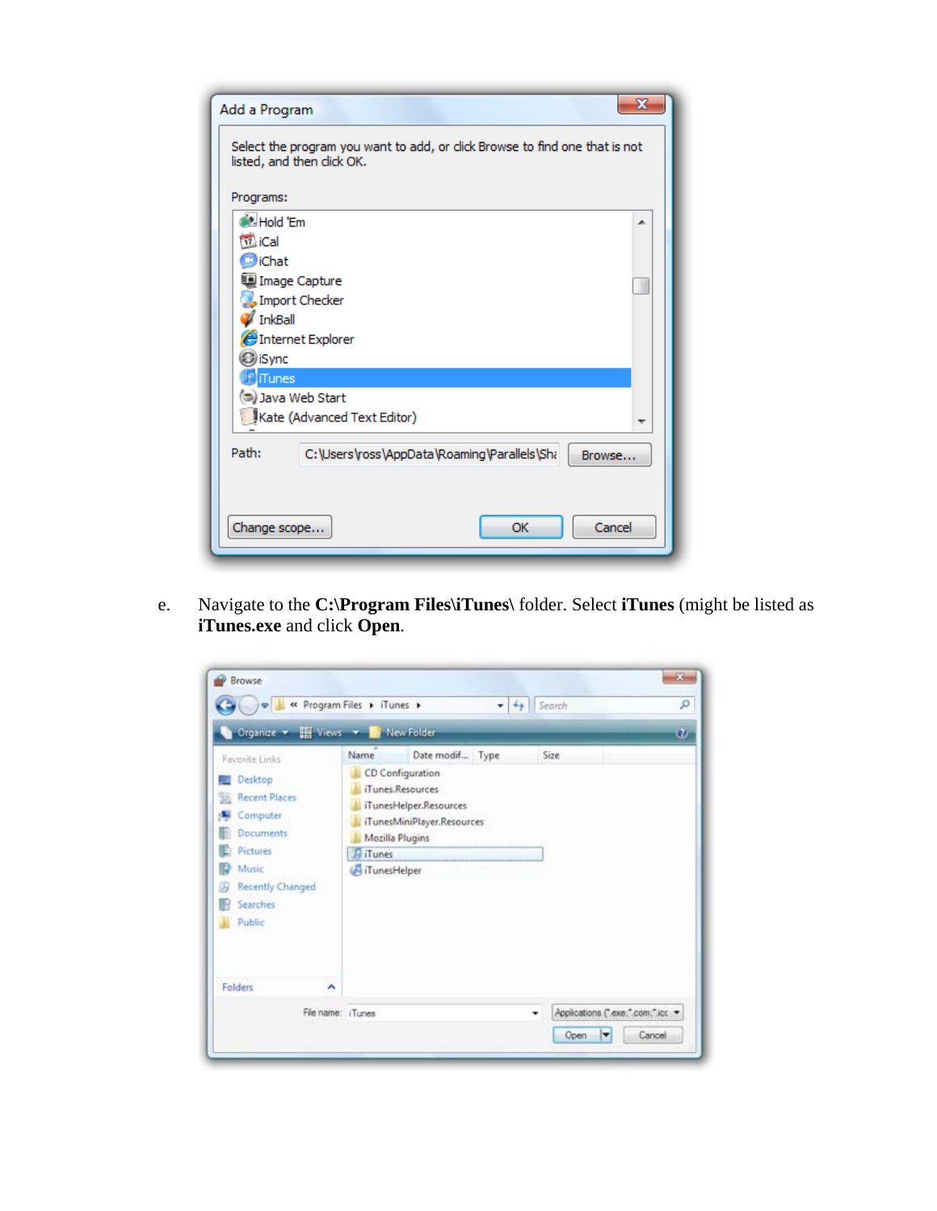e. Navigate to the **C:\Program Files\iTunes\** folder. Select **iTunes** (might be listed as **iTunes.exe** and click **Open**.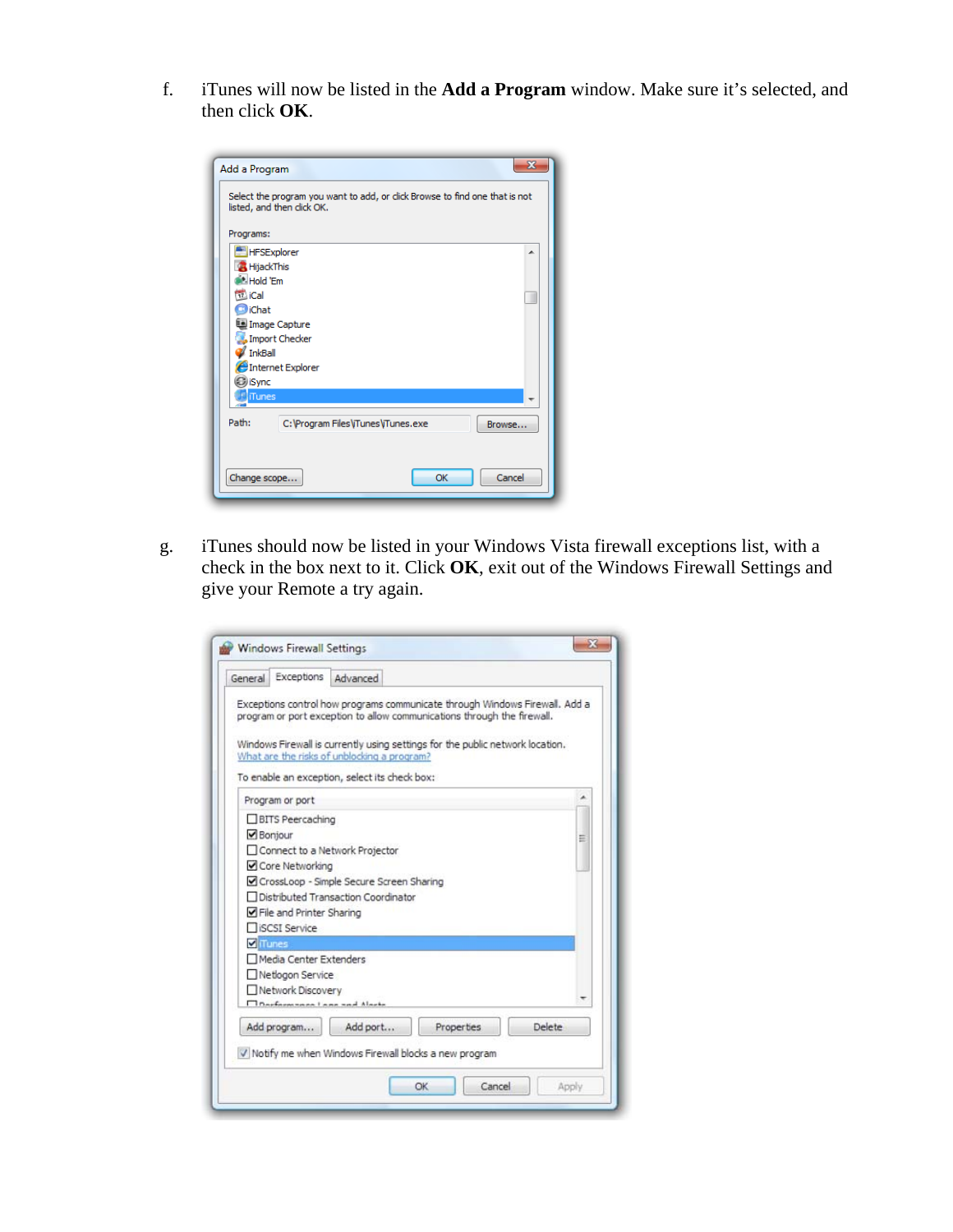f. iTunes will now be listed in the **Add a Program** window. Make sure it's selected, and then click **OK**.

g. iTunes should now be listed in your Windows Vista firewall exceptions list, with a check in the box next to it. Click **OK**, exit out of the Windows Firewall Settings and give your Remote a try again.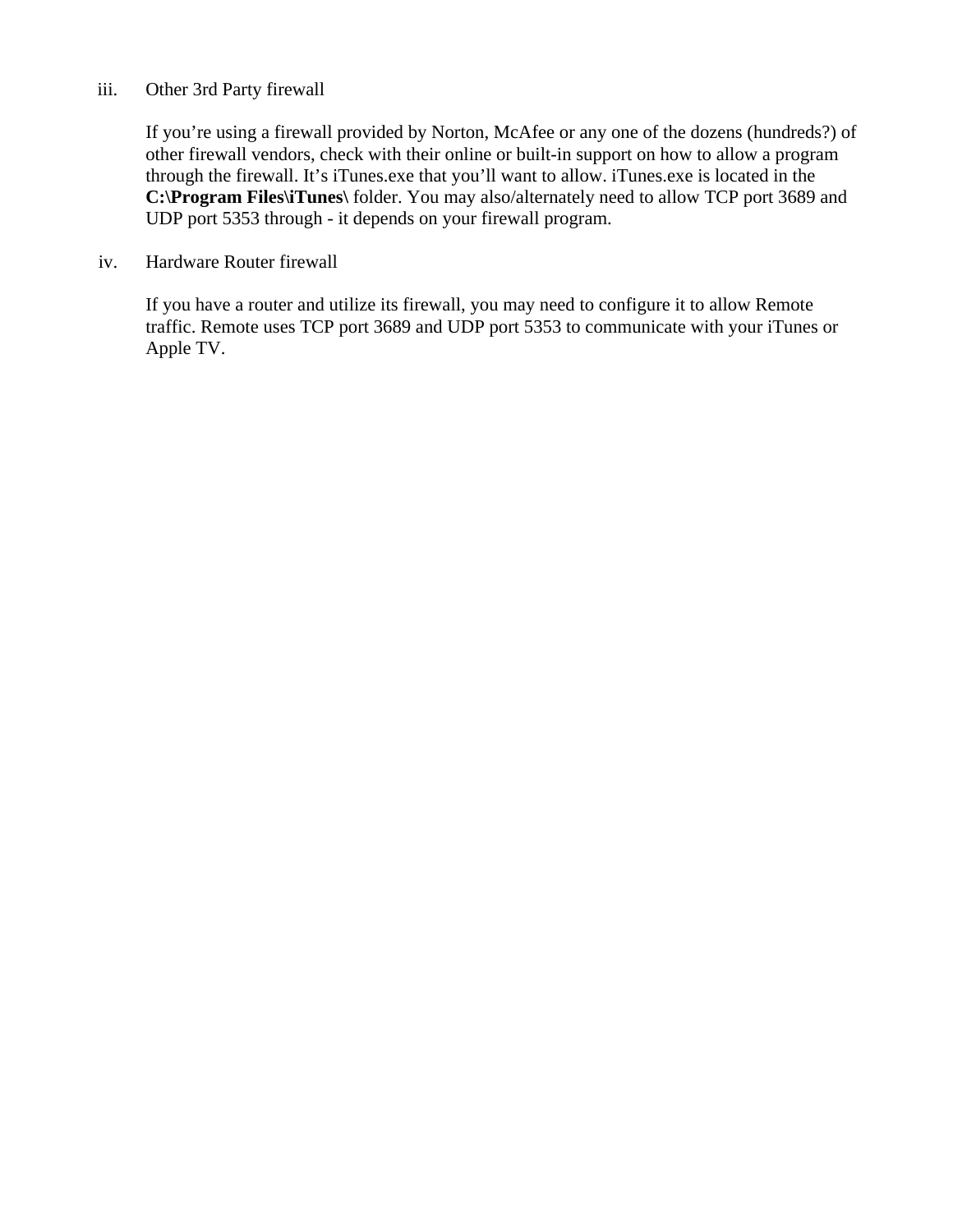iii. Other 3rd Party firewall

If you're using a firewall provided by Norton, McAfee or any one of the dozens (hundreds?) of other firewall vendors, check with their online or built-in support on how to allow a program through the firewall. It's iTunes.exe that you'll want to allow. iTunes.exe is located in the **C:\Program Files\iTunes\** folder. You may also/alternately need to allow TCP port 3689 and UDP port 5353 through - it depends on your firewall program.

iv. Hardware Router firewall

If you have a router and utilize its firewall, you may need to configure it to allow Remote traffic. Remote uses TCP port 3689 and UDP port 5353 to communicate with your iTunes or Apple TV.